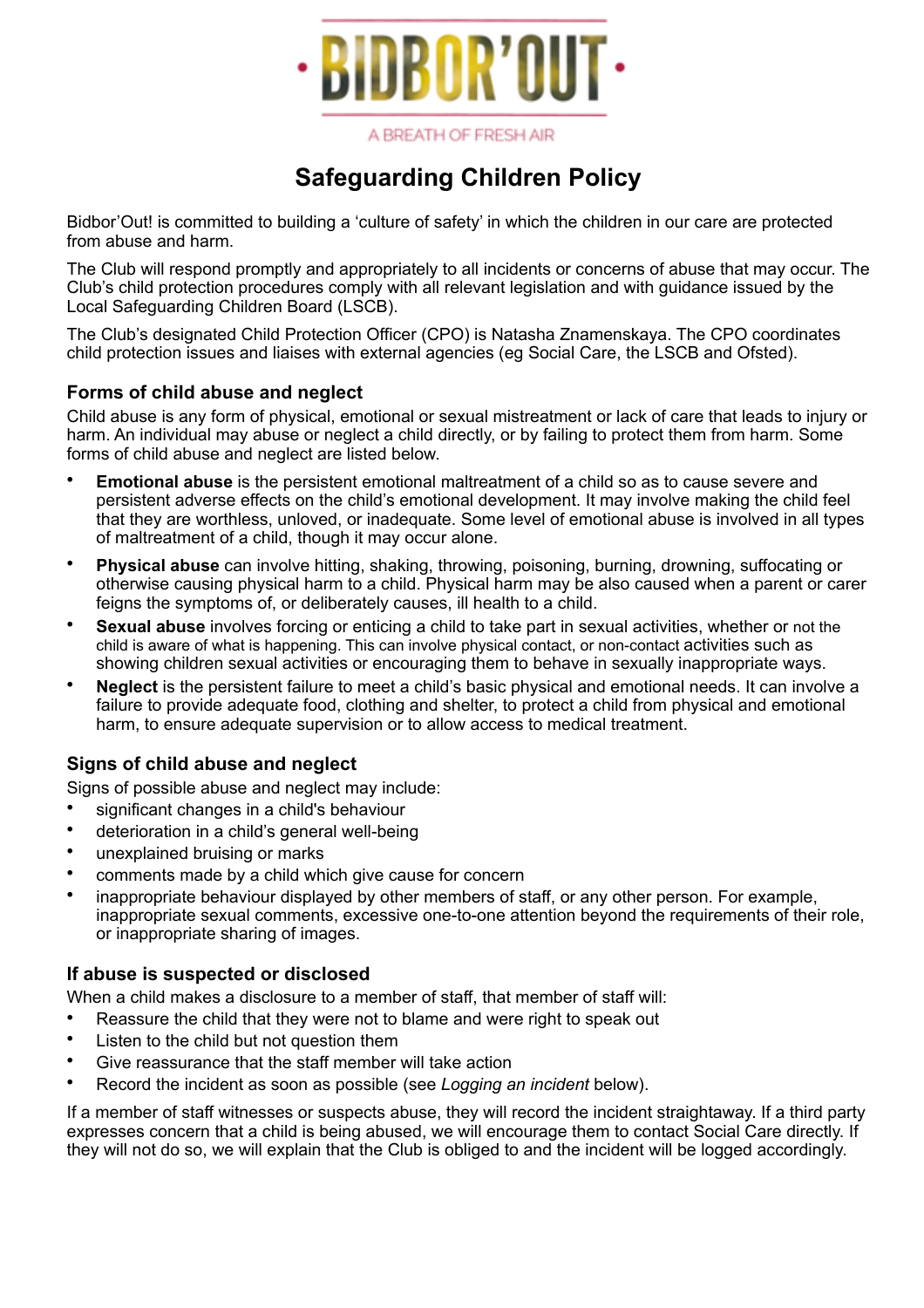BIDBOR'OUT

A BREATH OF FRESH AIR

# Safeguarding Children Policy

Bidbor'Out! is committed to building a 'culture of safety' in which the children in our care are protected from abuse and harm.

The Club will respond promptly and appropriately to all incidents or concerns of abuse that may occur. The Club's child protection procedures comply with all relevant legislation and with guidance issued by the Local Safeguarding Children Board (LSCB).

The Club's designated Child Protection Officer (CPO) is Natasha Znamenskaya. The CPO coordinates child protection issues and liaises with external agencies (eg Social Care, the LSCB and Ofsted).

### Forms of child abuse and neglect

Child abuse is any form of physical, emotional or sexual mistreatment or lack of care that leads to injury or harm. An individual may abuse or neglect a child directly, or by failing to protect them from harm. Some forms of child abuse and neglect are listed below.

- **Emotional abuse** is the persistent emotional maltreatment of a child so as to cause severe and persistent adverse effects on the child's emotional development. It may involve making the child feel that they are worthless, unloved, or inadequate. Some level of emotional abuse is involved in all types of maltreatment of a child, though it may occur alone.
- **Physical abuse** can involve hitting, shaking, throwing, poisoning, burning, drowning, suffocating or otherwise causing physical harm to a child. Physical harm may be also caused when a parent or carer feigns the symptoms of, or deliberately causes, ill health to a child.
- **Sexual abuse** involves forcing or enticing a child to take part in sexual activities, whether or not the child is aware of what is happening. This can involve physical contact, or non-contact activities such as showing children sexual activities or encouraging them to behave in sexually inappropriate ways.
- **Neglect** is the persistent failure to meet a child's basic physical and emotional needs. It can involve a failure to provide adequate food, clothing and shelter, to protect a child from physical and emotional harm, to ensure adequate supervision or to allow access to medical treatment.

### Signs of child abuse and neglect

Signs of possible abuse and neglect may include:

- significant changes in a child's behaviour
- deterioration in a child's general well-being
- unexplained bruising or marks
- comments made by a child which give cause for concern
- inappropriate behaviour displayed by other members of staff, or any other person. For example, inappropriate sexual comments, excessive one-to-one attention beyond the requirements of their role, or inappropriate sharing of images.

### If abuse is suspected or disclosed

When a child makes a disclosure to a member of staff, that member of staff will:

- Reassure the child that they were not to blame and were right to speak out
- Listen to the child but not question them
- Give reassurance that the staff member will take action
- Record the incident as soon as possible (see *Logging an incident* below).

If a member of staff witnesses or suspects abuse, they will record the incident straightaway. If a third party expresses concern that a child is being abused, we will encourage them to contact Social Care directly. If they will not do so, we will explain that the Club is obliged to and the incident will be logged accordingly.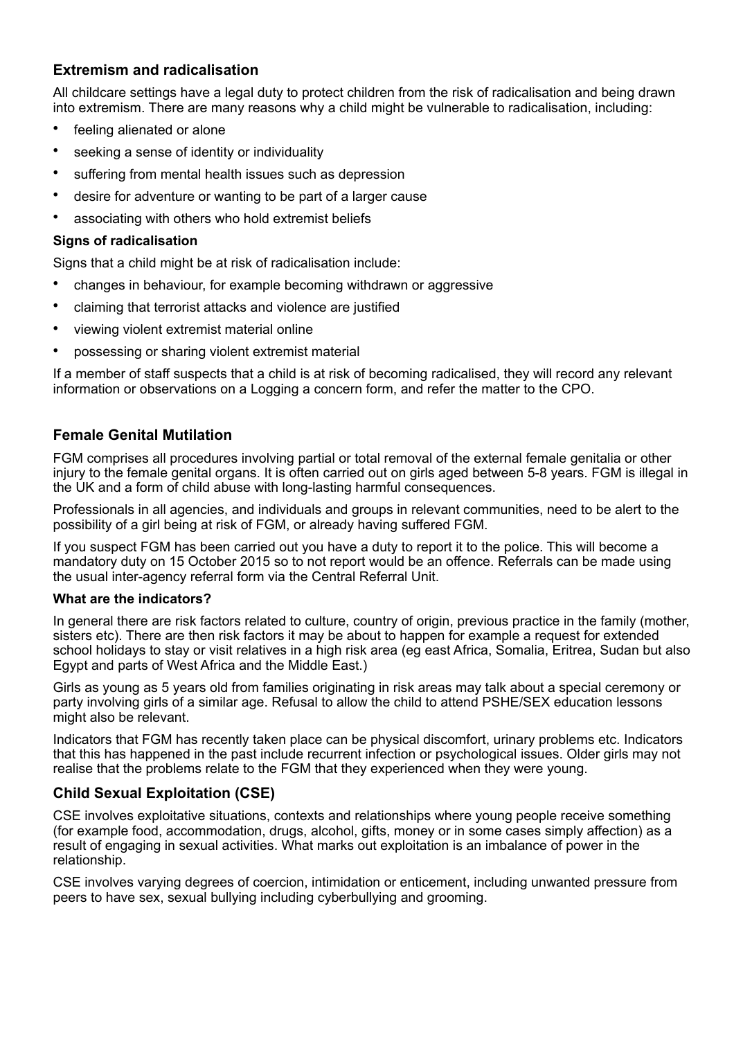## Extremism and radicalisation

All childcare settings have a legal duty to protect children from the risk of radicalisation and being drawn into extremism. There are many reasons why a child might be vulnerable to radicalisation, including:

- feeling alienated or alone
- seeking a sense of identity or individuality
- suffering from mental health issues such as depression
- desire for adventure or wanting to be part of a larger cause
- associating with others who hold extremist beliefs

### Signs of radicalisation

Signs that a child might be at risk of radicalisation include:

- changes in behaviour, for example becoming withdrawn or aggressive
- claiming that terrorist attacks and violence are justified
- viewing violent extremist material online
- possessing or sharing violent extremist material

If a member of staff suspects that a child is at risk of becoming radicalised, they will record any relevant information or observations on a Logging a concern form, and refer the matter to the CPO.

## Female Genital Mutilation

FGM comprises all procedures involving partial or total removal of the external female genitalia or other injury to the female genital organs. It is often carried out on girls aged between 5-8 years. FGM is illegal in the UK and a form of child abuse with long-lasting harmful consequences.

Professionals in all agencies, and individuals and groups in relevant communities, need to be alert to the possibility of a girl being at risk of FGM, or already having suffered FGM.

If you suspect FGM has been carried out you have a duty to report it to the police. This will become a mandatory duty on 15 October 2015 so to not report would be an offence. Referrals can be made using the usual inter-agency referral form via the Central Referral Unit.

### What are the indicators?

In general there are risk factors related to culture, country of origin, previous practice in the family (mother, sisters etc). There are then risk factors it may be about to happen for example a request for extended school holidays to stay or visit relatives in a high risk area (eg east Africa, Somalia, Eritrea, Sudan but also Egypt and parts of West Africa and the Middle East.)

Girls as young as 5 years old from families originating in risk areas may talk about a special ceremony or party involving girls of a similar age. Refusal to allow the child to attend PSHE/SEX education lessons might also be relevant.

Indicators that FGM has recently taken place can be physical discomfort, urinary problems etc. Indicators that this has happened in the past include recurrent infection or psychological issues. Older girls may not realise that the problems relate to the FGM that they experienced when they were young.

## Child Sexual Exploitation (CSE)

CSE involves exploitative situations, contexts and relationships where young people receive something (for example food, accommodation, drugs, alcohol, gifts, money or in some cases simply affection) as a result of engaging in sexual activities. What marks out exploitation is an imbalance of power in the relationship.

CSE involves varying degrees of coercion, intimidation or enticement, including unwanted pressure from peers to have sex, sexual bullying including cyberbullying and grooming.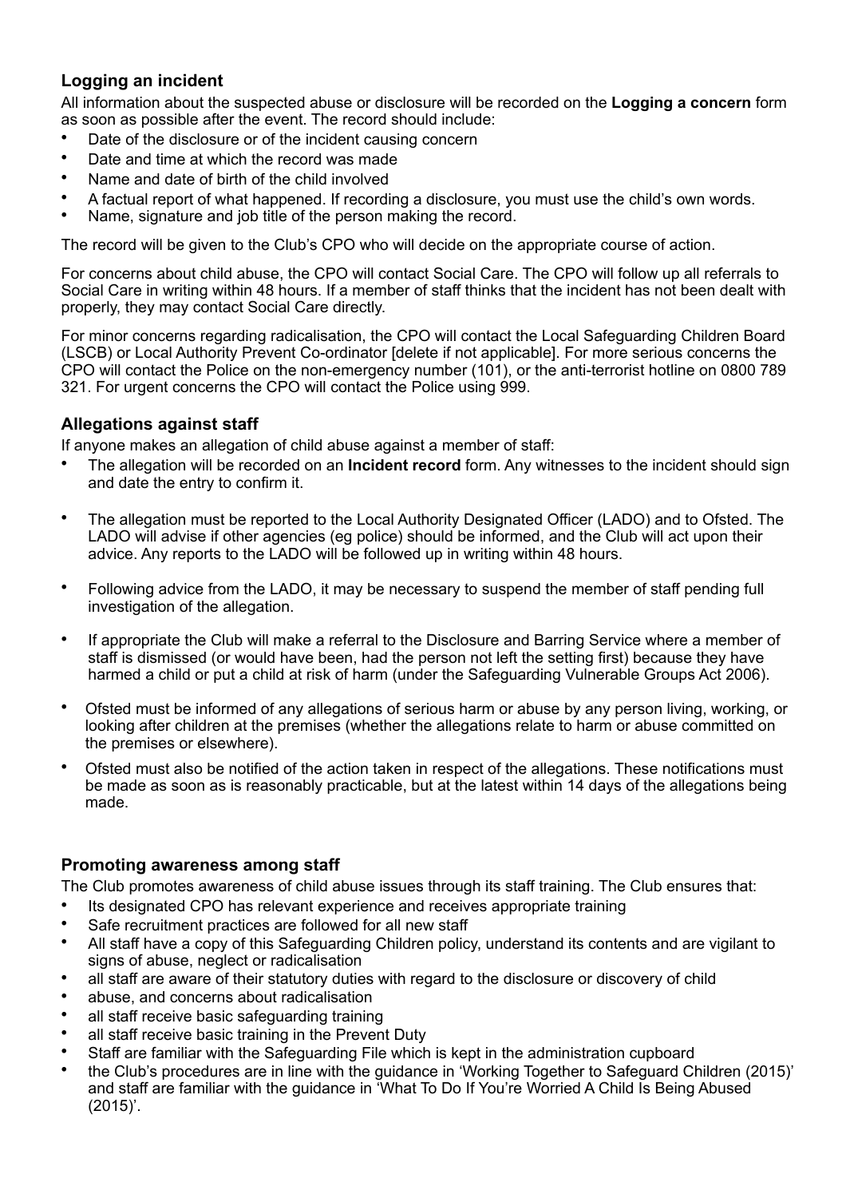### Logging an incident

All information about the suspected abuse or disclosure will be recorded on the **Logging a concern** form as soon as possible after the event. The record should include:

- Date of the disclosure or of the incident causing concern
- Date and time at which the record was made
- Name and date of birth of the child involved
- A factual report of what happened. If recording a disclosure, you must use the child's own words.
- Name, signature and job title of the person making the record.

The record will be given to the Club's CPO who will decide on the appropriate course of action.

For concerns about child abuse, the CPO will contact Social Care. The CPO will follow up all referrals to Social Care in writing within 48 hours. If a member of staff thinks that the incident has not been dealt with properly, they may contact Social Care directly.

For minor concerns regarding radicalisation, the CPO will contact the Local Safeguarding Children Board (LSCB) or Local Authority Prevent Co-ordinator [delete if not applicable]. For more serious concerns the CPO will contact the Police on the non-emergency number (101), or the anti-terrorist hotline on 0800 789 321. For urgent concerns the CPO will contact the Police using 999.

### Allegations against staff

If anyone makes an allegation of child abuse against a member of staff:

- The allegation will be recorded on an **Incident record** form. Any witnesses to the incident should sign and date the entry to confirm it.
- The allegation must be reported to the Local Authority Designated Officer (LADO) and to Ofsted. The LADO will advise if other agencies (eg police) should be informed, and the Club will act upon their advice. Any reports to the LADO will be followed up in writing within 48 hours.
- Following advice from the LADO, it may be necessary to suspend the member of staff pending full investigation of the allegation.
- If appropriate the Club will make a referral to the Disclosure and Barring Service where a member of staff is dismissed (or would have been, had the person not left the setting first) because they have harmed a child or put a child at risk of harm (under the Safeguarding Vulnerable Groups Act 2006).
- Ofsted must be informed of any allegations of serious harm or abuse by any person living, working, or looking after children at the premises (whether the allegations relate to harm or abuse committed on the premises or elsewhere).
- Ofsted must also be notified of the action taken in respect of the allegations. These notifications must be made as soon as is reasonably practicable, but at the latest within 14 days of the allegations being made.

### Promoting awareness among staff

The Club promotes awareness of child abuse issues through its staff training. The Club ensures that:

- Its designated CPO has relevant experience and receives appropriate training
- Safe recruitment practices are followed for all new staff
- All staff have a copy of this Safeguarding Children policy, understand its contents and are vigilant to signs of abuse, neglect or radicalisation
- all staff are aware of their statutory duties with regard to the disclosure or discovery of child
- abuse, and concerns about radicalisation
- all staff receive basic safeguarding training
- all staff receive basic training in the Prevent Duty
- Staff are familiar with the Safeguarding File which is kept in the administration cupboard
- the Club's procedures are in line with the guidance in 'Working Together to Safeguard Children (2015)' and staff are familiar with the guidance in 'What To Do If You're Worried A Child Is Being Abused (2015)'.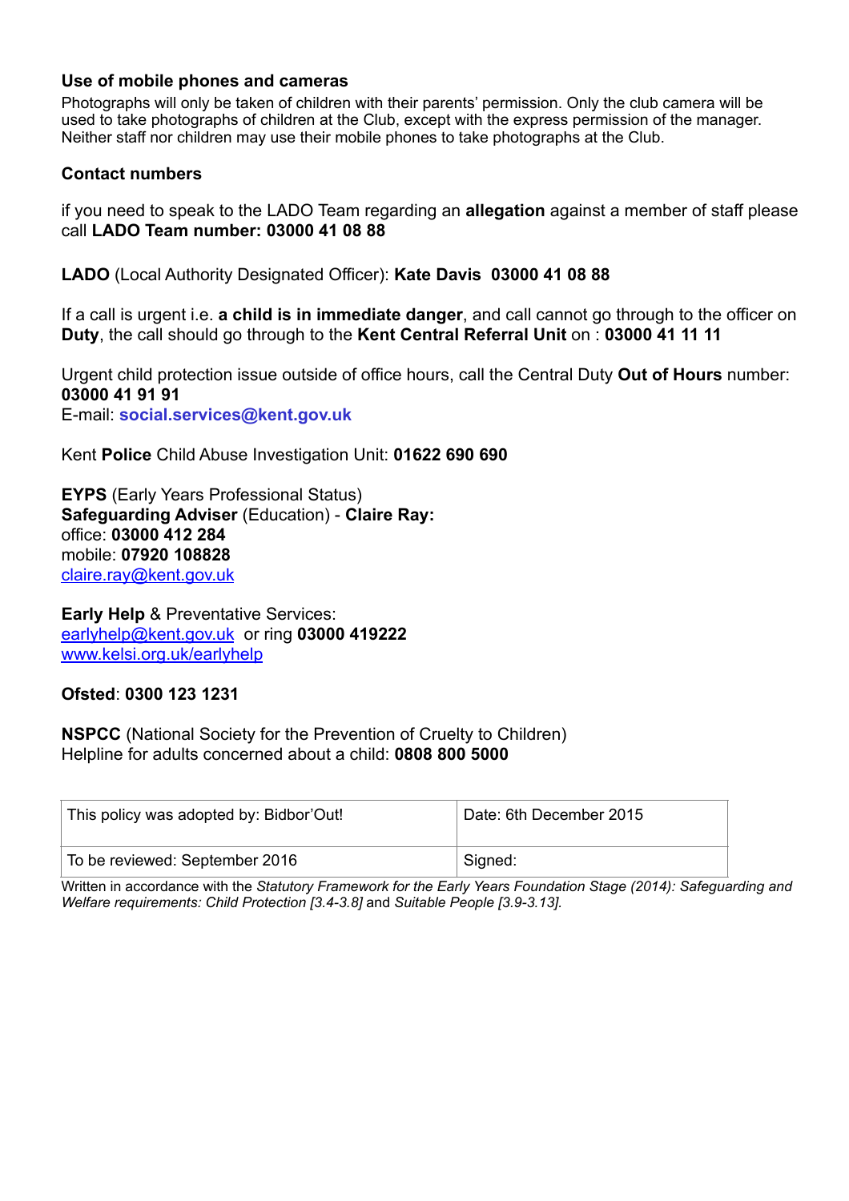### Use of mobile phones and cameras

Photographs will only be taken of children with their parents' permission. Only the club camera will be used to take photographs of children at the Club, except with the express permission of the manager. Neither staff nor children may use their mobile phones to take photographs at the Club.

### Contact numbers

if you need to speak to the LADO Team regarding an **allegation** against a member of staff please call **LADO Team number: 03000 41 08 88**

**LADO** (Local Authority Designated Officer): **Kate Davis 03000 41 08 88**

If a call is urgent i.e. **a child is in immediate danger**, and call cannot go through to the officer on **Duty**, the call should go through to the **Kent Central Referral Unit** on : **03000 41 11 11**

Urgent child protection issue outside of office hours, call the Central Duty **Out of Hours** number: **03000 41 91 91**
E-mail: **social.services@kent.gov.uk**

Kent **Police** Child Abuse Investigation Unit: **01622 690 690**

**EYPS** (Early Years Professional Status)
**Safeguarding Adviser** (Education) - **Claire Ray:**
office: **03000 412 284**
mobile: **07920 108828**
claire.ray@kent.gov.uk

**Early Help** & Preventative Services:
earlyhelp@kent.gov.uk or ring **03000 419222**
www.kelsi.org.uk/earlyhelp

**Ofsted**: **0300 123 1231**

**NSPCC** (National Society for the Prevention of Cruelty to Children)
Helpline for adults concerned about a child: **0808 800 5000**

| | |
|---|---|
| This policy was adopted by: Bidbor'Out! | Date: 6th December 2015 |
| To be reviewed: September 2016 | Signed: |

Written in accordance with the *Statutory Framework for the Early Years Foundation Stage (2014): Safeguarding and Welfare requirements: Child Protection [3.4-3.8]* and *Suitable People [3.9-3.13].*